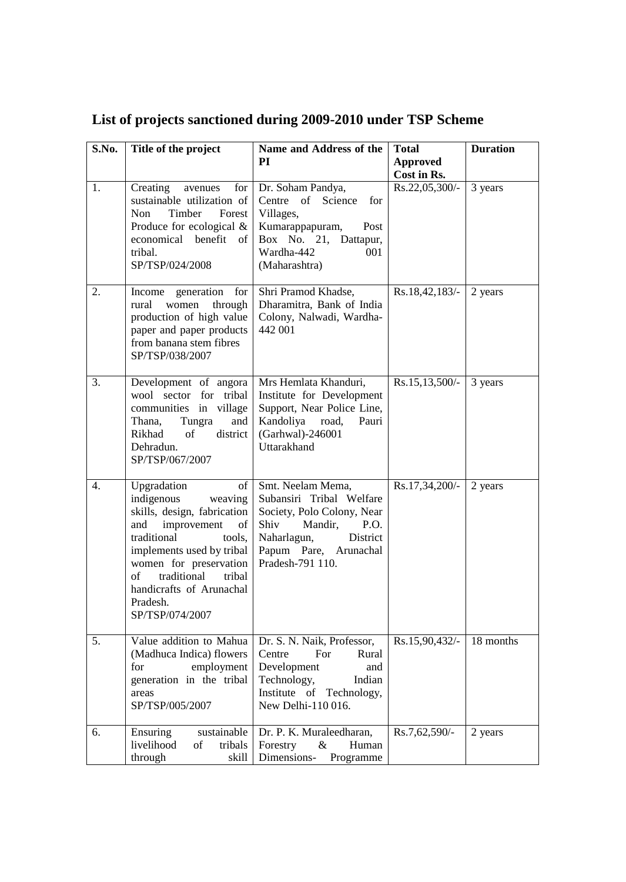## List of projects sanctioned during 2009-2010 under TSP Scheme

| S.No. | Title of the project | Name and Address of the PI | Total Approved Cost in Rs. | Duration |
|---|---|---|---|---|
| 1. | Creating avenues for sustainable utilization of Non Timber Forest Produce for ecological & economical benefit of tribal. SP/TSP/024/2008 | Dr. Soham Pandya, Centre of Science for Villages, Kumarappapuram, Post Box No. 21, Dattapur, Wardha-442 001 (Maharashtra) | Rs.22,05,300/- | 3 years |
| 2. | Income generation for rural women through production of high value paper and paper products from banana stem fibres SP/TSP/038/2007 | Shri Pramod Khadse, Dharamitra, Bank of India Colony, Nalwadi, Wardha-442 001 | Rs.18,42,183/- | 2 years |
| 3. | Development of angora wool sector for tribal communities in village Thana, Tungra and Rikhad of district Dehradun. SP/TSP/067/2007 | Mrs Hemlata Khanduri, Institute for Development Support, Near Police Line, Kandoliya road, Pauri (Garhwal)-246001 Uttarakhand | Rs.15,13,500/- | 3 years |
| 4. | Upgradation of indigenous weaving skills, design, fabrication and improvement of traditional tools, implements used by tribal women for preservation of traditional tribal handicrafts of Arunachal Pradesh. SP/TSP/074/2007 | Smt. Neelam Mema, Subansiri Tribal Welfare Society, Polo Colony, Near Shiv Mandir, P.O. Naharlagun, District Papum Pare, Arunachal Pradesh-791 110. | Rs.17,34,200/- | 2 years |
| 5. | Value addition to Mahua (Madhuca Indica) flowers for employment generation in the tribal areas SP/TSP/005/2007 | Dr. S. N. Naik, Professor, Centre For Rural Development and Technology, Indian Institute of Technology, New Delhi-110 016. | Rs.15,90,432/- | 18 months |
| 6. | Ensuring sustainable livelihood of tribals through skill | Dr. P. K. Muraleedharan, Forestry & Human Dimensions- Programme | Rs.7,62,590/- | 2 years |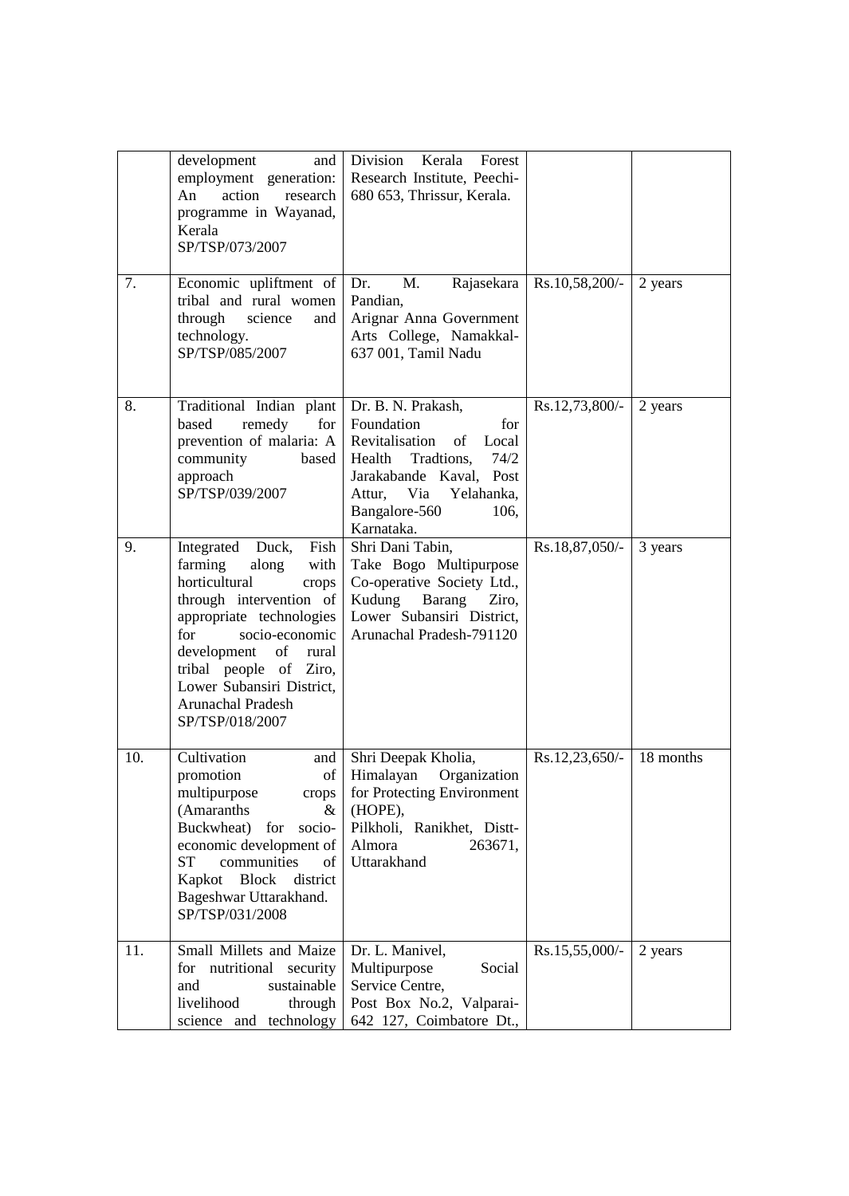| | | | | |
|---|---|---|---|---|
| | development and employment generation: An action research programme in Wayanad, Kerala SP/TSP/073/2007 | Division Kerala Forest Research Institute, Peechi-680 653, Thrissur, Kerala. | | |
| 7. | Economic upliftment of tribal and rural women through science and technology. SP/TSP/085/2007 | Dr. M. Rajasekara Pandian, Arignar Anna Government Arts College, Namakkal-637 001, Tamil Nadu | Rs.10,58,200/- | 2 years |
| 8. | Traditional Indian plant based remedy for prevention of malaria: A community based approach SP/TSP/039/2007 | Dr. B. N. Prakash, Foundation for Revitalisation of Local Health Tradtions, 74/2 Jarakabande Kaval, Post Attur, Via Yelahanka, Bangalore-560 106, Karnataka. | Rs.12,73,800/- | 2 years |
| 9. | Integrated Duck, Fish farming along with horticultural crops through intervention of appropriate technologies for socio-economic development of rural tribal people of Ziro, Lower Subansiri District, Arunachal Pradesh SP/TSP/018/2007 | Shri Dani Tabin, Take Bogo Multipurpose Co-operative Society Ltd., Kudung Barang Ziro, Lower Subansiri District, Arunachal Pradesh-791120 | Rs.18,87,050/- | 3 years |
| 10. | Cultivation and promotion of multipurpose crops (Amaranths & Buckwheat) for socio-economic development of ST communities of Kapkot Block district Bageshwar Uttarakhand. SP/TSP/031/2008 | Shri Deepak Kholia, Himalayan Organization for Protecting Environment (HOPE), Pilkholi, Ranikhet, Distt-Almora 263671, Uttarakhand | Rs.12,23,650/- | 18 months |
| 11. | Small Millets and Maize for nutritional security and sustainable livelihood through science and technology | Dr. L. Manivel, Multipurpose Social Service Centre, Post Box No.2, Valparai-642 127, Coimbatore Dt., | Rs.15,55,000/- | 2 years |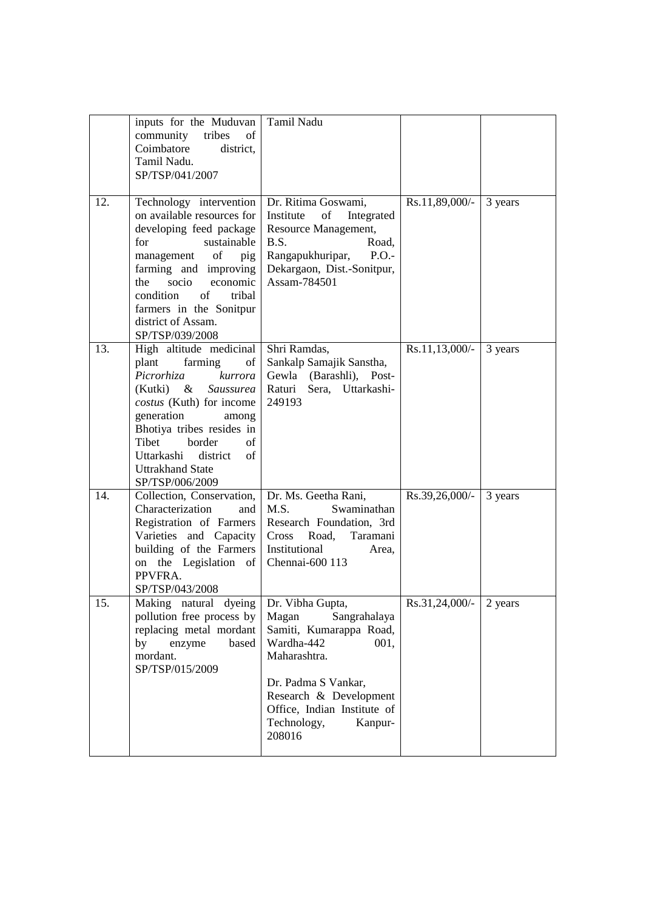| | | | | |
|---|---|---|---|---|
| | inputs for the Muduvan community tribes of Coimbatore district, Tamil Nadu. SP/TSP/041/2007 | Tamil Nadu | | |
| 12. | Technology intervention on available resources for developing feed package for sustainable management of pig farming and improving the socio economic condition of tribal farmers in the Sonitpur district of Assam. SP/TSP/039/2008 | Dr. Ritima Goswami, Institute of Integrated Resource Management, B.S. Road, Rangapukhuripar, P.O.- Dekargaon, Dist.-Sonitpur, Assam-784501 | Rs.11,89,000/- | 3 years |
| 13. | High altitude medicinal plant farming of *Picrorhiza kurrora* (Kutki) & *Saussurea costus* (Kuth) for income generation among Bhotiya tribes resides in Tibet border of Uttarkashi district of Uttrakhand State SP/TSP/006/2009 | Shri Ramdas, Sankalp Samajik Sanstha, Gewla (Barashli), Post- Raturi Sera, Uttarkashi- 249193 | Rs.11,13,000/- | 3 years |
| 14. | Collection, Conservation, Characterization and Registration of Farmers Varieties and Capacity building of the Farmers on the Legislation of PPVFRA. SP/TSP/043/2008 | Dr. Ms. Geetha Rani, M.S. Swaminathan Research Foundation, 3rd Cross Road, Taramani Institutional Area, Chennai-600 113 | Rs.39,26,000/- | 3 years |
| 15. | Making natural dyeing pollution free process by replacing metal mordant by enzyme based mordant. SP/TSP/015/2009 | Dr. Vibha Gupta, Magan Sangrahalaya Samiti, Kumarappa Road, Wardha-442 001, Maharashtra.<br><br>Dr. Padma S Vankar, Research & Development Office, Indian Institute of Technology, Kanpur- 208016 | Rs.31,24,000/- | 2 years |